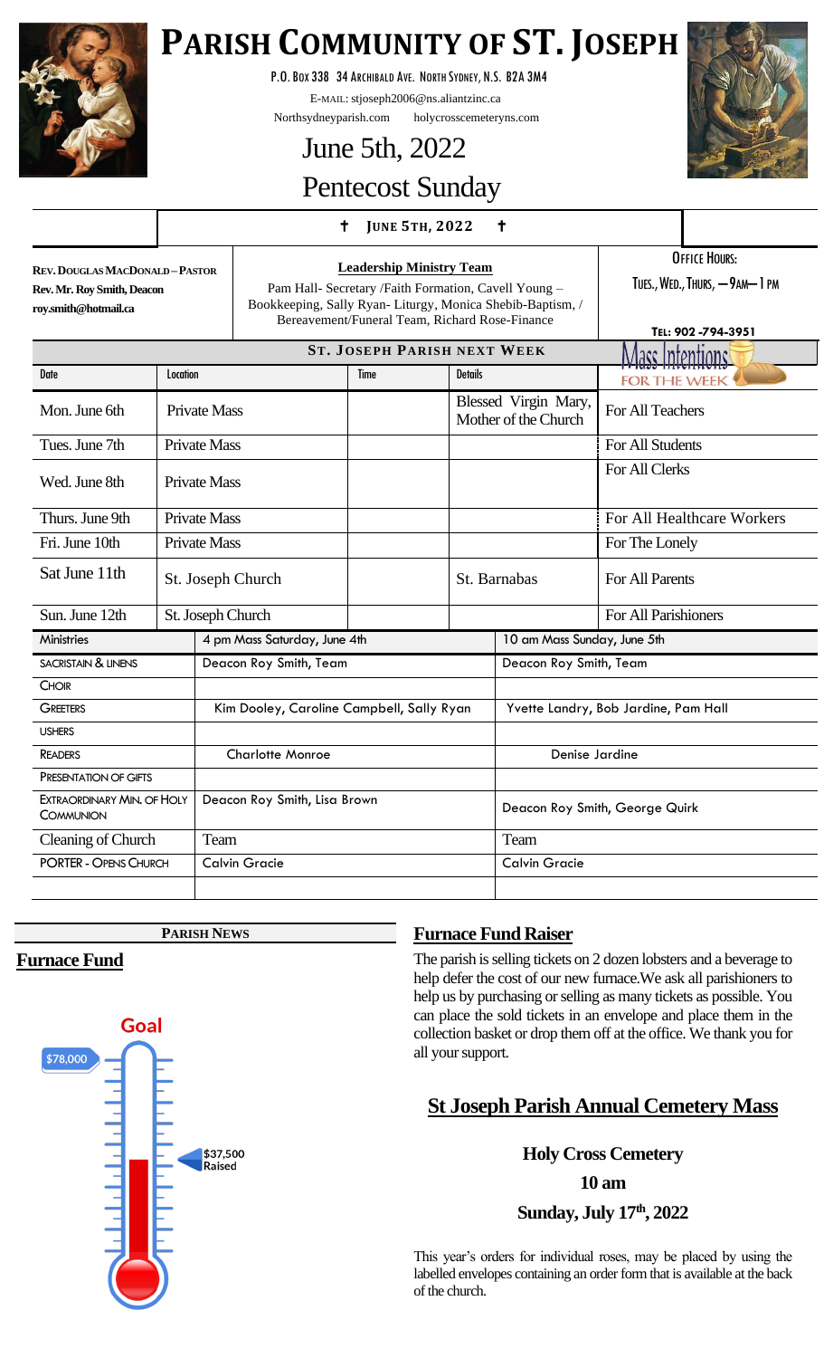# PARISH COMMUNITY OF ST. JOSEPH

P.O. Box 338 34 Archibald Ave. North Sydney, N.S. B2A 3M4

E-mail: stjoseph2006@ns.aliantzinc.ca

Northsydneyparish.com holycrosscemeteryns.com

## June 5th, 2022

## Pentecost Sunday

† JUNE 5TH, 2022 †

**Rev. Douglas MacDonald – Pastor**
**Rev. Mr. Roy Smith, Deacon**
**roy.smith@hotmail.ca**

**Leadership Ministry Team**

Pam Hall- Secretary /Faith Formation, Cavell Young – Bookkeeping, Sally Ryan- Liturgy, Monica Shebib-Baptism, / Bereavement/Funeral Team, Richard Rose-Finance

**Office Hours:**
Tues., Wed., Thurs, — 9am— 1 pm

**Tel: 902 -794-3951**

### ST. JOSEPH PARISH NEXT WEEK

| Date | Location | Time | Details | Mass Intentions FOR THE WEEK |
|---|---|---|---|---|
| Mon. June 6th | Private Mass | | Blessed Virgin Mary, Mother of the Church | For All Teachers |
| Tues. June 7th | Private Mass | | | For All Students |
| Wed. June 8th | Private Mass | | | For All Clerks |
| Thurs. June 9th | Private Mass | | | For All Healthcare Workers |
| Fri. June 10th | Private Mass | | | For The Lonely |
| Sat June 11th | St. Joseph Church | | St. Barnabas | For All Parents |
| Sun. June 12th | St. Joseph Church | | | For All Parishioners |

| Ministries | 4 pm Mass Saturday, June 4th | 10 am Mass Sunday, June 5th |
|---|---|---|
| Sacristain & Linens | Deacon Roy Smith, Team | Deacon Roy Smith, Team |
| Choir | | |
| Greeters | Kim Dooley, Caroline Campbell, Sally Ryan | Yvette Landry, Bob Jardine, Pam Hall |
| Ushers | | |
| Readers | Charlotte Monroe | Denise Jardine |
| Presentation of Gifts | | |
| Extraordinary Min. of Holy Communion | Deacon Roy Smith, Lisa Brown | Deacon Roy Smith, George Quirk |
| Cleaning of Church | Team | Team |
| Porter - Opens Church | Calvin Gracie | Calvin Gracie |
| | | |

**PARISH NEWS**

## Furnace Fund

Goal

$78,000

$37,500 Raised

## Furnace Fund Raiser

The parish is selling tickets on 2 dozen lobsters and a beverage to help defer the cost of our new furnace.We ask all parishioners to help us by purchasing or selling as many tickets as possible. You can place the sold tickets in an envelope and place them in the collection basket or drop them off at the office. We thank you for all your support.

## St Joseph Parish Annual Cemetery Mass

**Holy Cross Cemetery**

**10 am**

**Sunday, July 17th, 2022**

This year's orders for individual roses, may be placed by using the labelled envelopes containing an order form that is available at the back of the church.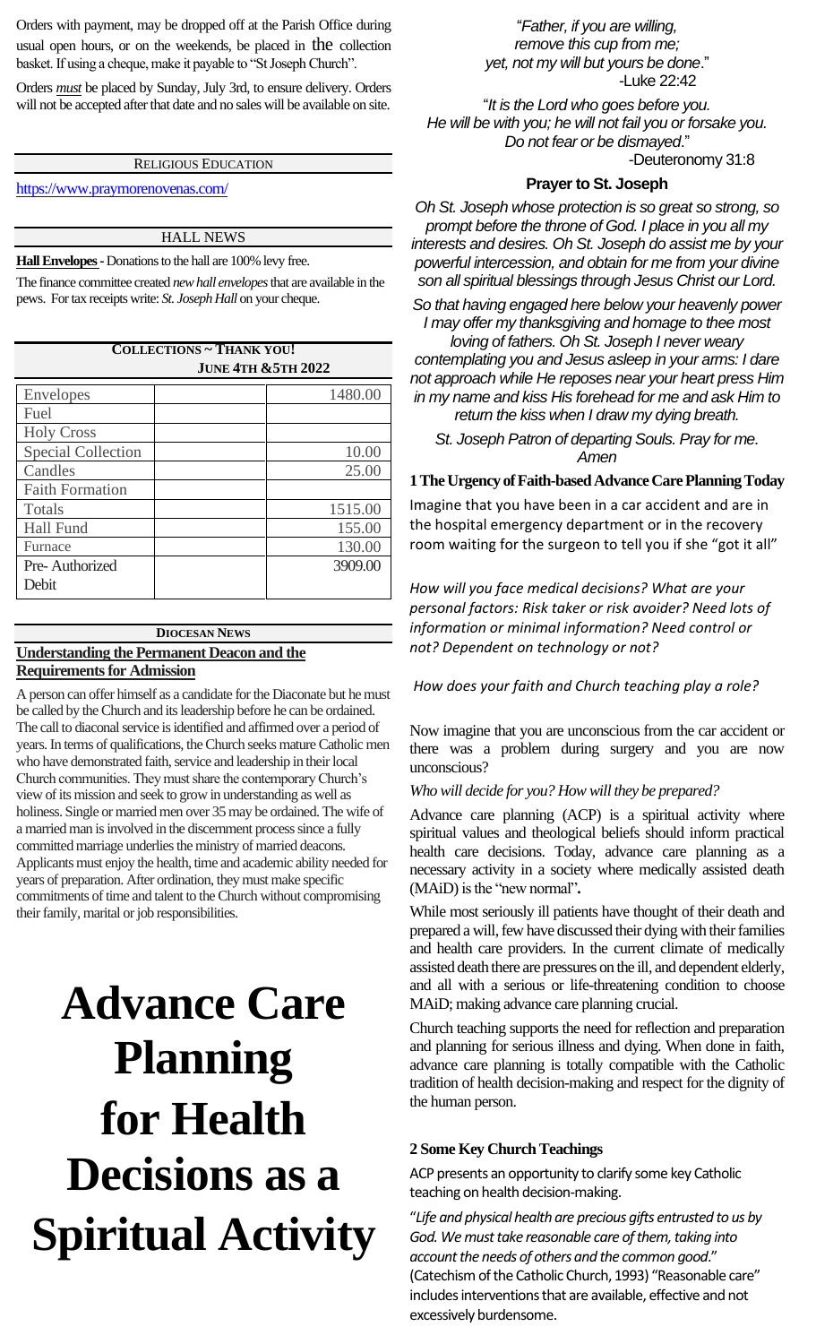Orders with payment, may be dropped off at the Parish Office during usual open hours, or on the weekends, be placed in the collection basket. If using a cheque, make it payable to "St Joseph Church".

Orders *must* be placed by Sunday, July 3rd, to ensure delivery. Orders will not be accepted after that date and no sales will be available on site.

## RELIGIOUS EDUCATION

https://www.praymorenovenas.com/

## HALL NEWS

**Hall Envelopes -** Donations to the hall are 100% levy free.

The finance committee created *new hall envelopes* that are available in the pews. For tax receipts write: *St. Joseph Hall* on your cheque.

## COLLECTIONS ~ THANK YOU!

**JUNE 4TH & 5TH 2022**

| | | |
|---|---|---|
| Envelopes | | 1480.00 |
| Fuel | | |
| Holy Cross | | |
| Special Collection | | 10.00 |
| Candles | | 25.00 |
| Faith Formation | | |
| Totals | | 1515.00 |
| Hall Fund | | 155.00 |
| Furnace | | 130.00 |
| Pre- Authorized Debit | | 3909.00 |

## DIOCESAN NEWS

**Understanding the Permanent Deacon and the Requirements for Admission**

A person can offer himself as a candidate for the Diaconate but he must be called by the Church and its leadership before he can be ordained. The call to diaconal service is identified and affirmed over a period of years. In terms of qualifications, the Church seeks mature Catholic men who have demonstrated faith, service and leadership in their local Church communities. They must share the contemporary Church's view of its mission and seek to grow in understanding as well as holiness. Single or married men over 35 may be ordained. The wife of a married man is involved in the discernment process since a fully committed marriage underlies the ministry of married deacons. Applicants must enjoy the health, time and academic ability needed for years of preparation. After ordination, they must make specific commitments of time and talent to the Church without compromising their family, marital or job responsibilities.

# Advance Care Planning for Health Decisions as a Spiritual Activity

*"Father, if you are willing, remove this cup from me; yet, not my will but yours be done."*
-Luke 22:42

*"It is the Lord who goes before you. He will be with you; he will not fail you or forsake you. Do not fear or be dismayed."*
-Deuteronomy 31:8

### Prayer to St. Joseph

*Oh St. Joseph whose protection is so great so strong, so prompt before the throne of God. I place in you all my interests and desires. Oh St. Joseph do assist me by your powerful intercession, and obtain for me from your divine son all spiritual blessings through Jesus Christ our Lord.*

*So that having engaged here below your heavenly power I may offer my thanksgiving and homage to thee most loving of fathers. Oh St. Joseph I never weary contemplating you and Jesus asleep in your arms: I dare not approach while He reposes near your heart press Him in my name and kiss His forehead for me and ask Him to return the kiss when I draw my dying breath.*

*St. Joseph Patron of departing Souls. Pray for me. Amen*

### 1 The Urgency of Faith-based Advance Care Planning Today

Imagine that you have been in a car accident and are in the hospital emergency department or in the recovery room waiting for the surgeon to tell you if she "got it all"

*How will you face medical decisions? What are your personal factors: Risk taker or risk avoider? Need lots of information or minimal information? Need control or not? Dependent on technology or not?*

*How does your faith and Church teaching play a role?*

Now imagine that you are unconscious from the car accident or there was a problem during surgery and you are now unconscious?

*Who will decide for you? How will they be prepared?*

Advance care planning (ACP) is a spiritual activity where spiritual values and theological beliefs should inform practical health care decisions. Today, advance care planning as a necessary activity in a society where medically assisted death (MAiD) is the "new normal"**.**

While most seriously ill patients have thought of their death and prepared a will, few have discussed their dying with their families and health care providers. In the current climate of medically assisted death there are pressures on the ill, and dependent elderly, and all with a serious or life-threatening condition to choose MAiD; making advance care planning crucial.

Church teaching supports the need for reflection and preparation and planning for serious illness and dying. When done in faith, advance care planning is totally compatible with the Catholic tradition of health decision-making and respect for the dignity of the human person.

### 2 Some Key Church Teachings

ACP presents an opportunity to clarify some key Catholic teaching on health decision-making.

"*Life and physical health are precious gifts entrusted to us by God. We must take reasonable care of them, taking into account the needs of others and the common good*." (Catechism of the Catholic Church, 1993) "Reasonable care" includes interventions that are available, effective and not excessively burdensome.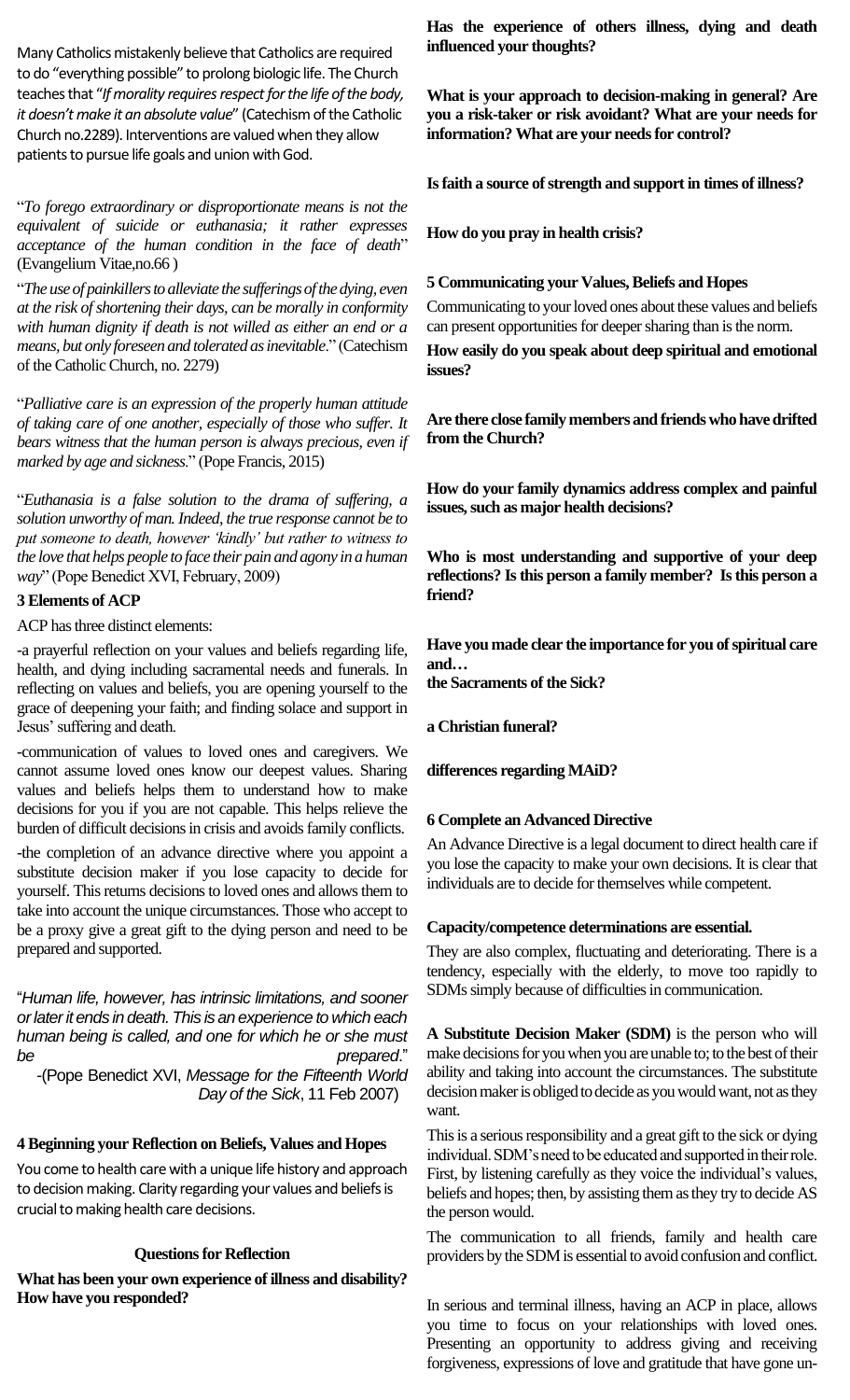Many Catholics mistakenly believe that Catholics are required to do "everything possible" to prolong biologic life. The Church teaches that "*If morality requires respect for the life of the body, it doesn't make it an absolute value*" (Catechism of the Catholic Church no.2289). Interventions are valued when they allow patients to pursue life goals and union with God.

"*To forego extraordinary or disproportionate means is not the equivalent of suicide or euthanasia; it rather expresses acceptance of the human condition in the face of death*" (Evangelium Vitae,no.66 )

"*The use of painkillers to alleviate the sufferings of the dying, even at the risk of shortening their days, can be morally in conformity with human dignity if death is not willed as either an end or a means, but only foreseen and tolerated as inevitable*." (Catechism of the Catholic Church, no. 2279)

"*Palliative care is an expression of the properly human attitude of taking care of one another, especially of those who suffer. It bears witness that the human person is always precious, even if marked by age and sickness.*" (Pope Francis, 2015)

"*Euthanasia is a false solution to the drama of suffering, a solution unworthy of man. Indeed, the true response cannot be to put someone to death, however 'kindly' but rather to witness to the love that helps people to face their pain and agony in a human way*" (Pope Benedict XVI, February, 2009)

## 3 Elements of ACP

ACP has three distinct elements:

-a prayerful reflection on your values and beliefs regarding life, health, and dying including sacramental needs and funerals. In reflecting on values and beliefs, you are opening yourself to the grace of deepening your faith; and finding solace and support in Jesus' suffering and death.

-communication of values to loved ones and caregivers. We cannot assume loved ones know our deepest values. Sharing values and beliefs helps them to understand how to make decisions for you if you are not capable. This helps relieve the burden of difficult decisions in crisis and avoids family conflicts.

-the completion of an advance directive where you appoint a substitute decision maker if you lose capacity to decide for yourself. This returns decisions to loved ones and allows them to take into account the unique circumstances. Those who accept to be a proxy give a great gift to the dying person and need to be prepared and supported.

"*Human life, however, has intrinsic limitations, and sooner or later it ends in death. This is an experience to which each human being is called, and one for which he or she must be prepared.*"
-(Pope Benedict XVI, *Message for the Fifteenth World Day of the Sick*, 11 Feb 2007)

## 4 Beginning your Reflection on Beliefs, Values and Hopes

You come to health care with a unique life history and approach to decision making. Clarity regarding your values and beliefs is crucial to making health care decisions.

### Questions for Reflection

**What has been your own experience of illness and disability? How have you responded?**

**Has the experience of others illness, dying and death influenced your thoughts?**

**What is your approach to decision-making in general? Are you a risk-taker or risk avoidant? What are your needs for information? What are your needs for control?**

**Is faith a source of strength and support in times of illness?**

**How do you pray in health crisis?**

## 5 Communicating your Values, Beliefs and Hopes

Communicating to your loved ones about these values and beliefs can present opportunities for deeper sharing than is the norm.

**How easily do you speak about deep spiritual and emotional issues?**

**Are there close family members and friends who have drifted from the Church?**

**How do your family dynamics address complex and painful issues, such as major health decisions?**

**Who is most understanding and supportive of your deep reflections? Is this person a family member? Is this person a friend?**

**Have you made clear the importance for you of spiritual care and…**
**the Sacraments of the Sick?**

**a Christian funeral?**

**differences regarding MAiD?**

## 6 Complete an Advanced Directive

An Advance Directive is a legal document to direct health care if you lose the capacity to make your own decisions. It is clear that individuals are to decide for themselves while competent.

**Capacity/competence determinations are essential.**

They are also complex, fluctuating and deteriorating. There is a tendency, especially with the elderly, to move too rapidly to SDMs simply because of difficulties in communication.

**A Substitute Decision Maker (SDM)** is the person who will make decisions for you when you are unable to; to the best of their ability and taking into account the circumstances. The substitute decision maker is obliged to decide as you would want, not as they want.

This is a serious responsibility and a great gift to the sick or dying individual. SDM's need to be educated and supported in their role. First, by listening carefully as they voice the individual's values, beliefs and hopes; then, by assisting them as they try to decide AS the person would.

The communication to all friends, family and health care providers by the SDM is essential to avoid confusion and conflict.

In serious and terminal illness, having an ACP in place, allows you time to focus on your relationships with loved ones. Presenting an opportunity to address giving and receiving forgiveness, expressions of love and gratitude that have gone un-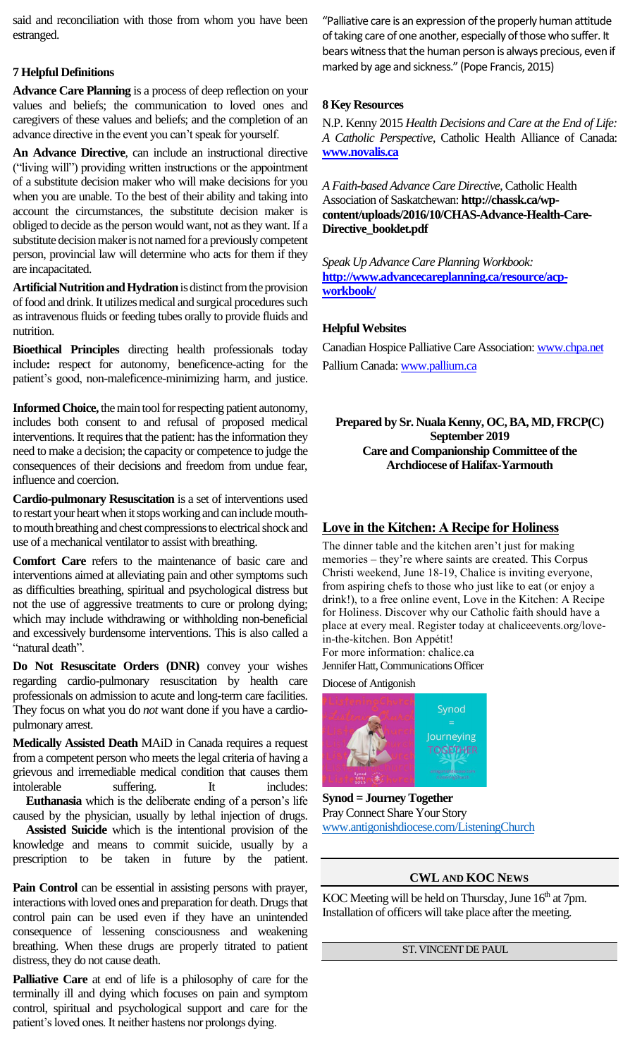said and reconciliation with those from whom you have been estranged.

### 7 Helpful Definitions

**Advance Care Planning** is a process of deep reflection on your values and beliefs; the communication to loved ones and caregivers of these values and beliefs; and the completion of an advance directive in the event you can't speak for yourself.

**An Advance Directive**, can include an instructional directive ("living will") providing written instructions or the appointment of a substitute decision maker who will make decisions for you when you are unable. To the best of their ability and taking into account the circumstances, the substitute decision maker is obliged to decide as the person would want, not as they want. If a substitute decision maker is not named for a previously competent person, provincial law will determine who acts for them if they are incapacitated.

**Artificial Nutrition and Hydration** is distinct from the provision of food and drink. It utilizes medical and surgical procedures such as intravenous fluids or feeding tubes orally to provide fluids and nutrition.

**Bioethical Principles** directing health professionals today include**:** respect for autonomy, beneficence-acting for the patient's good, non-maleficence-minimizing harm, and justice.

**Informed Choice,** the main tool for respecting patient autonomy, includes both consent to and refusal of proposed medical interventions. It requires that the patient: has the information they need to make a decision; the capacity or competence to judge the consequences of their decisions and freedom from undue fear, influence and coercion.

**Cardio-pulmonary Resuscitation** is a set of interventions used to restart your heart when it stops working and can include mouth-to mouth breathing and chest compressions to electrical shock and use of a mechanical ventilator to assist with breathing.

**Comfort Care** refers to the maintenance of basic care and interventions aimed at alleviating pain and other symptoms such as difficulties breathing, spiritual and psychological distress but not the use of aggressive treatments to cure or prolong dying; which may include withdrawing or withholding non-beneficial and excessively burdensome interventions. This is also called a "natural death".

**Do Not Resuscitate Orders (DNR)** convey your wishes regarding cardio-pulmonary resuscitation by health care professionals on admission to acute and long-term care facilities. They focus on what you do *not* want done if you have a cardio-pulmonary arrest.

**Medically Assisted Death** MAiD in Canada requires a request from a competent person who meets the legal criteria of having a grievous and irremediable medical condition that causes them intolerable suffering. It includes:

**Euthanasia** which is the deliberate ending of a person's life caused by the physician, usually by lethal injection of drugs.

**Assisted Suicide** which is the intentional provision of the knowledge and means to commit suicide, usually by a prescription to be taken in future by the patient.

**Pain Control** can be essential in assisting persons with prayer, interactions with loved ones and preparation for death. Drugs that control pain can be used even if they have an unintended consequence of lessening consciousness and weakening breathing. When these drugs are properly titrated to patient distress, they do not cause death.

**Palliative Care** at end of life is a philosophy of care for the terminally ill and dying which focuses on pain and symptom control, spiritual and psychological support and care for the patient's loved ones. It neither hastens nor prolongs dying.

"Palliative care is an expression of the properly human attitude of taking care of one another, especially of those who suffer. It bears witness that the human person is always precious, even if marked by age and sickness." (Pope Francis, 2015)

### 8 Key Resources

N.P. Kenny 2015 *Health Decisions and Care at the End of Life: A Catholic Perspective*, Catholic Health Alliance of Canada: **www.novalis.ca**

*A Faith-based Advance Care Directive*, Catholic Health Association of Saskatchewan: **http://chassk.ca/wp-content/uploads/2016/10/CHAS-Advance-Health-Care-Directive_booklet.pdf**

*Speak Up Advance Care Planning Workbook:* **http://www.advancecareplanning.ca/resource/acp-workbook/**

### Helpful Websites

Canadian Hospice Palliative Care Association: www.chpa.net

Pallium Canada: www.pallium.ca

**Prepared by Sr. Nuala Kenny, OC, BA, MD, FRCP(C)**
**September 2019**
**Care and Companionship Committee of the Archdiocese of Halifax-Yarmouth**

## Love in the Kitchen: A Recipe for Holiness

The dinner table and the kitchen aren't just for making memories – they're where saints are created. This Corpus Christi weekend, June 18-19, Chalice is inviting everyone, from aspiring chefs to those who just like to eat (or enjoy a drink!), to a free online event, Love in the Kitchen: A Recipe for Holiness. Discover why our Catholic faith should have a place at every meal. Register today at chaliceevents.org/love-in-the-kitchen. Bon Appétit!

For more information: chalice.ca

Jennifer Hatt, Communications Officer

Diocese of Antigonish

**Synod = Journey Together**

Pray Connect Share Your Story

www.antigonishdiocese.com/ListeningChurch

## CWL and KOC News

KOC Meeting will be held on Thursday, June 16th at 7pm. Installation of officers will take place after the meeting.

## St. Vincent de Paul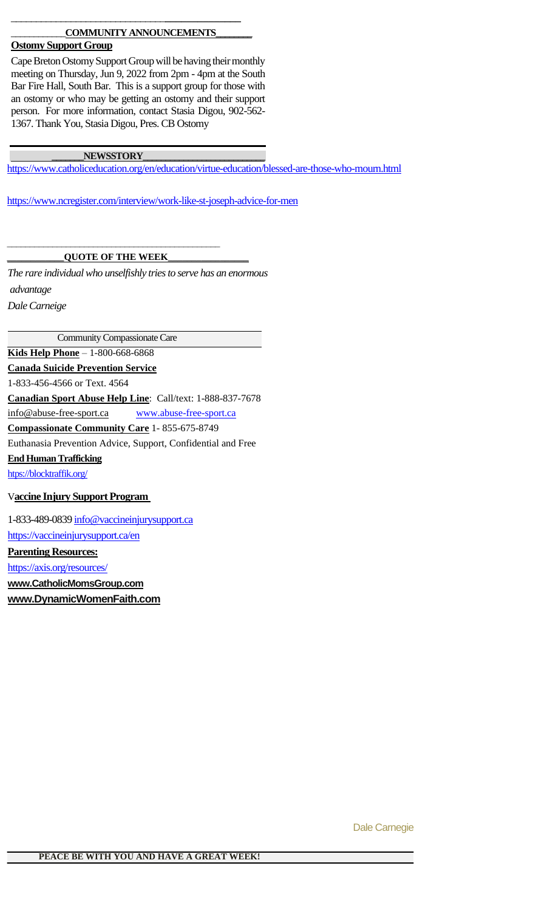## COMMUNITY ANNOUNCEMENTS

**Ostomy Support Group**

Cape Breton Ostomy Support Group will be having their monthly meeting on Thursday, Jun 9, 2022 from 2pm - 4pm at the South Bar Fire Hall, South Bar. This is a support group for those with an ostomy or who may be getting an ostomy and their support person. For more information, contact Stasia Digou, 902-562-1367. Thank You, Stasia Digou, Pres. CB Ostomy

## NEWSSTORY

https://www.catholiceducation.org/en/education/virtue-education/blessed-are-those-who-mourn.html

https://www.ncregister.com/interview/work-like-st-joseph-advice-for-men

## QUOTE OF THE WEEK

*The rare individual who unselfishly tries to serve has an enormous advantage*

*Dale Carneige*

## Community Compassionate Care

**Kids Help Phone** – 1-800-668-6868

**Canada Suicide Prevention Service**

1-833-456-4566 or Text. 4564

**Canadian Sport Abuse Help Line**: Call/text: 1-888-837-7678

info@abuse-free-sport.ca www.abuse-free-sport.ca

**Compassionate Community Care** 1- 855-675-8749

Euthanasia Prevention Advice, Support, Confidential and Free

**End Human Trafficking**

htps://blocktraffik.org/

**Vaccine Injury Support Program**

1-833-489-0839 info@vaccineinjurysupport.ca

https://vaccineinjurysupport.ca/en

**Parenting Resources:**

https://axis.org/resources/

**www.CatholicMomsGroup.com**

**www.DynamicWomenFaith.com**

Dale Carnegie

**PEACE BE WITH YOU AND HAVE A GREAT WEEK!**